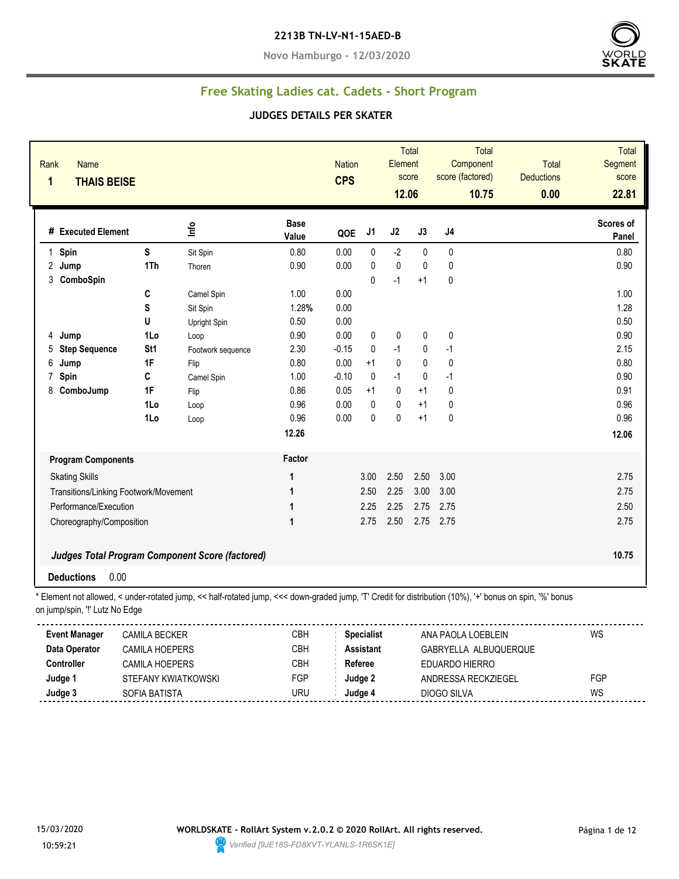**2213B TN-LV-N1-15AED-B**

**Novo Hamburgo - 12/03/2020**

## Free Skating Ladies cat. Cadets - Short Program

### JUDGES DETAILS PER SKATER

| Rank | Name | Nation | Total Element score | Total Component score (factored) | Total Deductions | Total Segment score |
|---|---|---|---|---|---|---|
| 1 | THAIS BEISE | CPS | 12.06 | 10.75 | 0.00 | 22.81 |

| # | Executed Element | | Info | Base Value | QOE | J1 | J2 | J3 | J4 | Scores of Panel |
|---|---|---|---|---|---|---|---|---|---|---|
| 1 | Spin | S | Sit Spin | 0.80 | 0.00 | 0 | -2 | 0 | 0 | 0.80 |
| 2 | Jump | 1Th | Thoren | 0.90 | 0.00 | 0 | 0 | 0 | 0 | 0.90 |
| 3 | ComboSpin | | | | | 0 | -1 | +1 | 0 | |
| | | C | Camel Spin | 1.00 | 0.00 | | | | | 1.00 |
| | | S | Sit Spin | 1.28% | 0.00 | | | | | 1.28 |
| | | U | Upright Spin | 0.50 | 0.00 | | | | | 0.50 |
| 4 | Jump | 1Lo | Loop | 0.90 | 0.00 | 0 | 0 | 0 | 0 | 0.90 |
| 5 | Step Sequence | St1 | Footwork sequence | 2.30 | -0.15 | 0 | -1 | 0 | -1 | 2.15 |
| 6 | Jump | 1F | Flip | 0.80 | 0.00 | +1 | 0 | 0 | 0 | 0.80 |
| 7 | Spin | C | Camel Spin | 1.00 | -0.10 | 0 | -1 | 0 | -1 | 0.90 |
| 8 | ComboJump | 1F | Flip | 0.86 | 0.05 | +1 | 0 | +1 | 0 | 0.91 |
| | | 1Lo | Loop | 0.96 | 0.00 | 0 | 0 | +1 | 0 | 0.96 |
| | | 1Lo | Loop | 0.96 | 0.00 | 0 | 0 | +1 | 0 | 0.96 |
| | | | | 12.26 | | | | | | 12.06 |

| Program Components | Factor | J1 | J2 | J3 | J4 | |
|---|---|---|---|---|---|---|
| Skating Skills | 1 | 3.00 | 2.50 | 2.50 | 3.00 | 2.75 |
| Transitions/Linking Footwork/Movement | 1 | 2.50 | 2.25 | 3.00 | 3.00 | 2.75 |
| Performance/Execution | 1 | 2.25 | 2.25 | 2.75 | 2.75 | 2.50 |
| Choreography/Composition | 1 | 2.75 | 2.50 | 2.75 | 2.75 | 2.75 |
| *Judges Total Program Component Score (factored)* | | | | | | 10.75 |

**Deductions** 0.00

\* Element not allowed, < under-rotated jump, << half-rotated jump, <<< down-graded jump, 'T' Credit for distribution (10%), '+' bonus on spin, '%' bonus on jump/spin, '!' Lutz No Edge

| | | | | | |
|---|---|---|---|---|---|
| **Event Manager** | CAMILA BECKER | CBH | **Specialist** | ANA PAOLA LOEBLEIN | WS |
| **Data Operator** | CAMILA HOEPERS | CBH | **Assistant** | GABRYELLA ALBUQUERQUE | |
| **Controller** | CAMILA HOEPERS | CBH | **Referee** | EDUARDO HIERRO | |
| **Judge 1** | STEFANY KWIATKOWSKI | FGP | **Judge 2** | ANDRESSA RECKZIEGEL | FGP |
| **Judge 3** | SOFIA BATISTA | URU | **Judge 4** | DIOGO SILVA | WS |

15/03/2020 10:59:21

**WORLDSKATE - RollArt System v.2.0.2 © 2020 RollArt. All rights reserved.**

*Verified [9JE18S-FD8XVT-YLANLS-1R6SK1E]*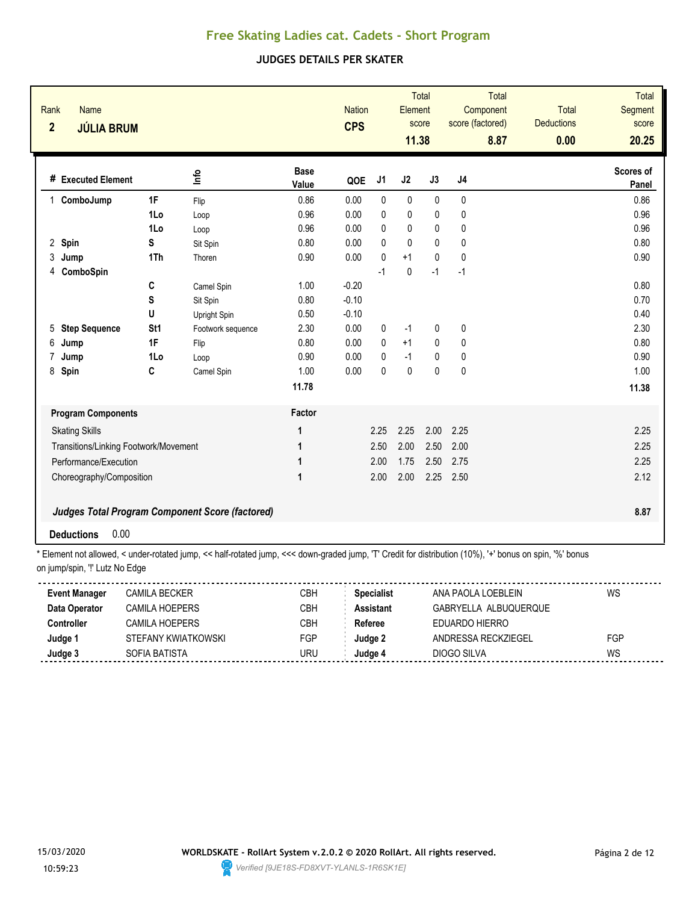# Free Skating Ladies cat. Cadets - Short Program

## JUDGES DETAILS PER SKATER

| Rank | Name | Nation | Total Element score | Total Component score (factored) | Total Deductions | Total Segment score |
|---|---|---|---|---|---|---|
| 2 | JÚLIA BRUM | CPS | 11.38 | 8.87 | 0.00 | 20.25 |

| # | Executed Element | | Info | Base Value | QOE | J1 | J2 | J3 | J4 | Scores of Panel |
|---|---|---|---|---|---|---|---|---|---|---|
| 1 | ComboJump | 1F | Flip | 0.86 | 0.00 | 0 | 0 | 0 | 0 | 0.86 |
| | | 1Lo | Loop | 0.96 | 0.00 | 0 | 0 | 0 | 0 | 0.96 |
| | | 1Lo | Loop | 0.96 | 0.00 | 0 | 0 | 0 | 0 | 0.96 |
| 2 | Spin | S | Sit Spin | 0.80 | 0.00 | 0 | 0 | 0 | 0 | 0.80 |
| 3 | Jump | 1Th | Thoren | 0.90 | 0.00 | 0 | +1 | 0 | 0 | 0.90 |
| 4 | ComboSpin | | | | | -1 | 0 | -1 | -1 | |
| | | C | Camel Spin | 1.00 | -0.20 | | | | | 0.80 |
| | | S | Sit Spin | 0.80 | -0.10 | | | | | 0.70 |
| | | U | Upright Spin | 0.50 | -0.10 | | | | | 0.40 |
| 5 | Step Sequence | St1 | Footwork sequence | 2.30 | 0.00 | 0 | -1 | 0 | 0 | 2.30 |
| 6 | Jump | 1F | Flip | 0.80 | 0.00 | 0 | +1 | 0 | 0 | 0.80 |
| 7 | Jump | 1Lo | Loop | 0.90 | 0.00 | 0 | -1 | 0 | 0 | 0.90 |
| 8 | Spin | C | Camel Spin | 1.00 | 0.00 | 0 | 0 | 0 | 0 | 1.00 |
| | | | | 11.78 | | | | | | 11.38 |

| Program Components | Factor | J1 | J2 | J3 | J4 | Scores of Panel |
|---|---|---|---|---|---|---|
| Skating Skills | 1 | 2.25 | 2.25 | 2.00 | 2.25 | 2.25 |
| Transitions/Linking Footwork/Movement | 1 | 2.50 | 2.00 | 2.50 | 2.00 | 2.25 |
| Performance/Execution | 1 | 2.00 | 1.75 | 2.50 | 2.75 | 2.25 |
| Choreography/Composition | 1 | 2.00 | 2.00 | 2.25 | 2.50 | 2.12 |
| ***Judges Total Program Component Score (factored)*** | | | | | | **8.87** |

**Deductions** 0.00

* Element not allowed, < under-rotated jump, << half-rotated jump, <<< down-graded jump, 'T' Credit for distribution (10%), '+' bonus on spin, '%' bonus on jump/spin, '!' Lutz No Edge

| | | | | | |
|---|---|---|---|---|---|
| **Event Manager** | CAMILA BECKER | CBH | **Specialist** | ANA PAOLA LOEBLEIN | WS |
| **Data Operator** | CAMILA HOEPERS | CBH | **Assistant** | GABRYELLA ALBUQUERQUE | |
| **Controller** | CAMILA HOEPERS | CBH | **Referee** | EDUARDO HIERRO | |
| **Judge 1** | STEFANY KWIATKOWSKI | FGP | **Judge 2** | ANDRESSA RECKZIEGEL | FGP |
| **Judge 3** | SOFIA BATISTA | URU | **Judge 4** | DIOGO SILVA | WS |

15/03/2020 10:59:23

**WORLDSKATE - RollArt System v.2.0.2 © 2020 RollArt. All rights reserved.**

*Verified [9JE18S-FD8XVT-YLANLS-1R6SK1E]*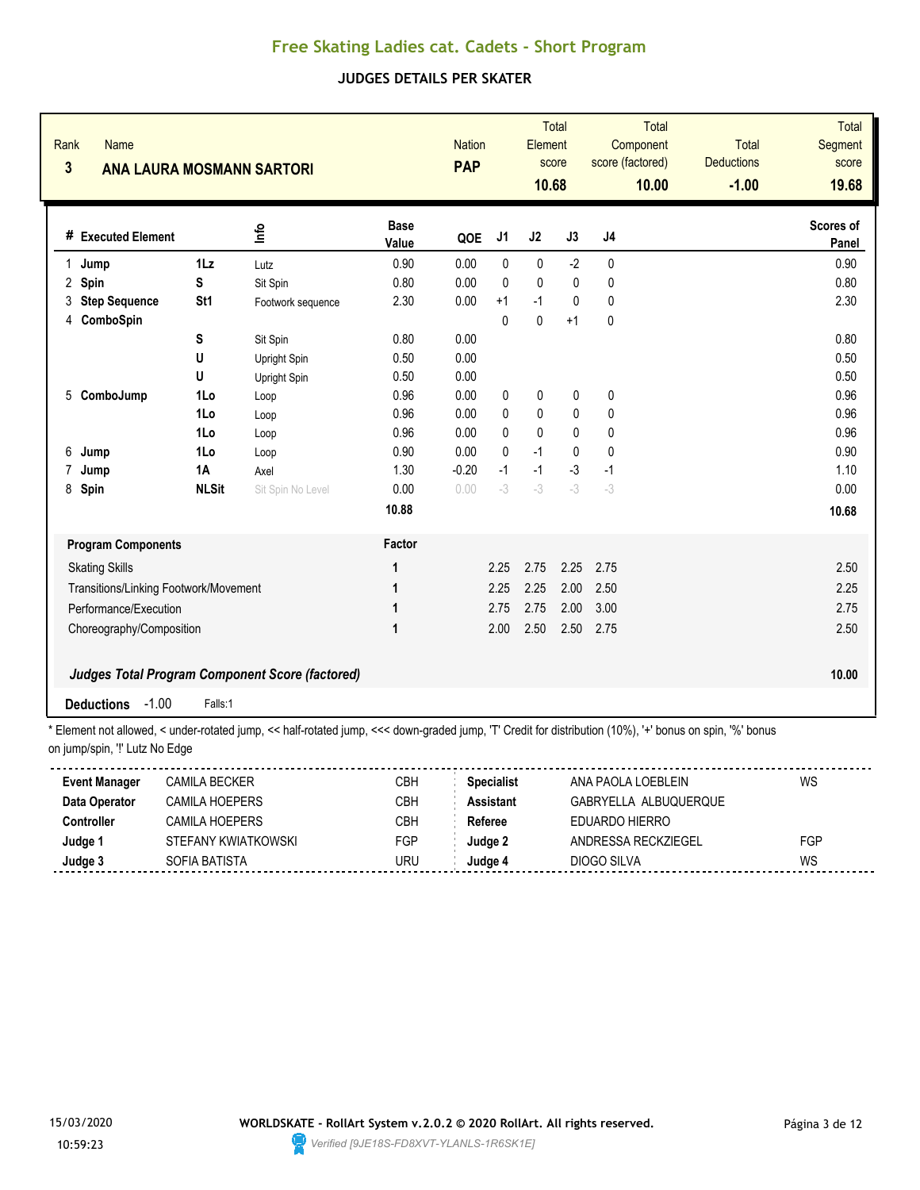# Free Skating Ladies cat. Cadets - Short Program

## JUDGES DETAILS PER SKATER

| Rank | Name | Nation | Total Element score | Total Component score (factored) | Total Deductions | Total Segment score |
|---|---|---|---|---|---|---|
| 3 | ANA LAURA MOSMANN SARTORI | PAP | 10.68 | 10.00 | -1.00 | 19.68 |

| # | Executed Element | | Info | Base Value | QOE | J1 | J2 | J3 | J4 | Scores of Panel |
|---|---|---|---|---|---|---|---|---|---|---|
| 1 | Jump | 1Lz | Lutz | 0.90 | 0.00 | 0 | 0 | -2 | 0 | 0.90 |
| 2 | Spin | S | Sit Spin | 0.80 | 0.00 | 0 | 0 | 0 | 0 | 0.80 |
| 3 | Step Sequence | St1 | Footwork sequence | 2.30 | 0.00 | +1 | -1 | 0 | 0 | 2.30 |
| 4 | ComboSpin | | | | | 0 | 0 | +1 | 0 | |
| | | S | Sit Spin | 0.80 | 0.00 | | | | | 0.80 |
| | | U | Upright Spin | 0.50 | 0.00 | | | | | 0.50 |
| | | U | Upright Spin | 0.50 | 0.00 | | | | | 0.50 |
| 5 | ComboJump | 1Lo | Loop | 0.96 | 0.00 | 0 | 0 | 0 | 0 | 0.96 |
| | | 1Lo | Loop | 0.96 | 0.00 | 0 | 0 | 0 | 0 | 0.96 |
| | | 1Lo | Loop | 0.96 | 0.00 | 0 | 0 | 0 | 0 | 0.96 |
| 6 | Jump | 1Lo | Loop | 0.90 | 0.00 | 0 | -1 | 0 | 0 | 0.90 |
| 7 | Jump | 1A | Axel | 1.30 | -0.20 | -1 | -1 | -3 | -1 | 1.10 |
| 8 | Spin | NLSit | Sit Spin No Level | 0.00 | 0.00 | -3 | -3 | -3 | -3 | 0.00 |
| | | | | 10.88 | | | | | | 10.68 |

| Program Components | Factor | J1 | J2 | J3 | J4 | Scores of Panel |
|---|---|---|---|---|---|---|
| Skating Skills | 1 | 2.25 | 2.75 | 2.25 | 2.75 | 2.50 |
| Transitions/Linking Footwork/Movement | 1 | 2.25 | 2.25 | 2.00 | 2.50 | 2.25 |
| Performance/Execution | 1 | 2.75 | 2.75 | 2.00 | 3.00 | 2.75 |
| Choreography/Composition | 1 | 2.00 | 2.50 | 2.50 | 2.75 | 2.50 |

***Judges Total Program Component Score (factored)*** **10.00**

**Deductions** -1.00 Falls:1

* Element not allowed, < under-rotated jump, << half-rotated jump, <<< down-graded jump, 'T' Credit for distribution (10%), '+' bonus on spin, '%' bonus on jump/spin, '!' Lutz No Edge

| | | | | | |
|---|---|---|---|---|---|
| **Event Manager** | CAMILA BECKER | CBH | **Specialist** | ANA PAOLA LOEBLEIN | WS |
| **Data Operator** | CAMILA HOEPERS | CBH | **Assistant** | GABRYELLA ALBUQUERQUE | |
| **Controller** | CAMILA HOEPERS | CBH | **Referee** | EDUARDO HIERRO | |
| **Judge 1** | STEFANY KWIATKOWSKI | FGP | **Judge 2** | ANDRESSA RECKZIEGEL | FGP |
| **Judge 3** | SOFIA BATISTA | URU | **Judge 4** | DIOGO SILVA | WS |

15/03/2020 10:59:23

WORLDSKATE - RollArt System v.2.0.2 © 2020 RollArt. All rights reserved.

Verified [9JE18S-FD8XVT-YLANLS-1R6SK1E]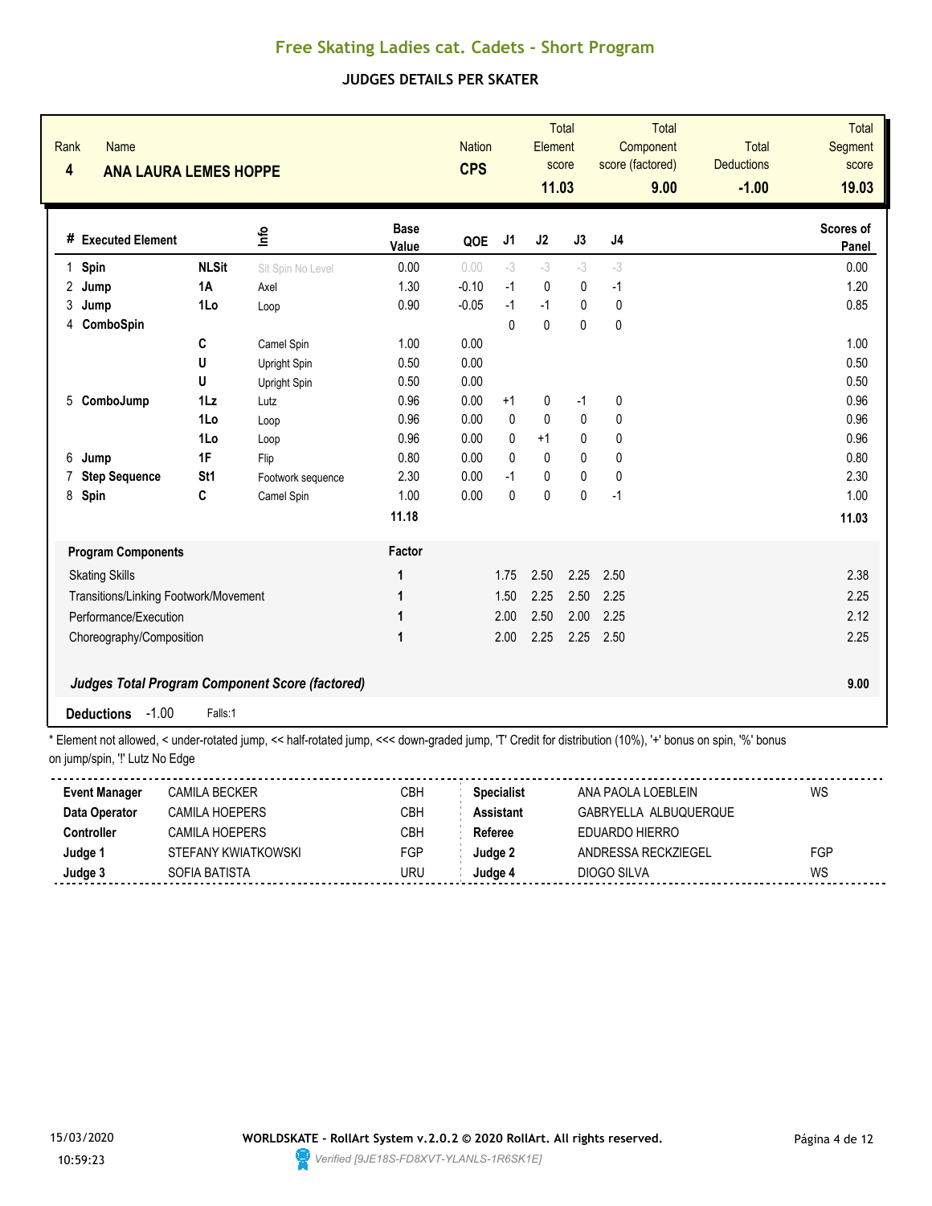# Free Skating Ladies cat. Cadets - Short Program

## JUDGES DETAILS PER SKATER

| Rank | Name | Nation | Total Element score | Total Component score (factored) | Total Deductions | Total Segment score |
|---|---|---|---|---|---|---|
| 4 | ANA LAURA LEMES HOPPE | CPS | 11.03 | 9.00 | -1.00 | 19.03 |

| # | Executed Element | | Info | Base Value | QOE | J1 | J2 | J3 | J4 | Scores of Panel |
|---|---|---|---|---|---|---|---|---|---|---|
| 1 | Spin | NLSit | Sit Spin No Level | 0.00 | 0.00 | -3 | -3 | -3 | -3 | 0.00 |
| 2 | Jump | 1A | Axel | 1.30 | -0.10 | -1 | 0 | 0 | -1 | 1.20 |
| 3 | Jump | 1Lo | Loop | 0.90 | -0.05 | -1 | -1 | 0 | 0 | 0.85 |
| 4 | ComboSpin | | | | | 0 | 0 | 0 | 0 | |
| | | C | Camel Spin | 1.00 | 0.00 | | | | | 1.00 |
| | | U | Upright Spin | 0.50 | 0.00 | | | | | 0.50 |
| | | U | Upright Spin | 0.50 | 0.00 | | | | | 0.50 |
| 5 | ComboJump | 1Lz | Lutz | 0.96 | 0.00 | +1 | 0 | -1 | 0 | 0.96 |
| | | 1Lo | Loop | 0.96 | 0.00 | 0 | 0 | 0 | 0 | 0.96 |
| | | 1Lo | Loop | 0.96 | 0.00 | 0 | +1 | 0 | 0 | 0.96 |
| 6 | Jump | 1F | Flip | 0.80 | 0.00 | 0 | 0 | 0 | 0 | 0.80 |
| 7 | Step Sequence | St1 | Footwork sequence | 2.30 | 0.00 | -1 | 0 | 0 | 0 | 2.30 |
| 8 | Spin | C | Camel Spin | 1.00 | 0.00 | 0 | 0 | 0 | -1 | 1.00 |
| | | | | 11.18 | | | | | | 11.03 |

| Program Components | Factor | J1 | J2 | J3 | J4 | |
|---|---|---|---|---|---|---|
| Skating Skills | 1 | 1.75 | 2.50 | 2.25 | 2.50 | 2.38 |
| Transitions/Linking Footwork/Movement | 1 | 1.50 | 2.25 | 2.50 | 2.25 | 2.25 |
| Performance/Execution | 1 | 2.00 | 2.50 | 2.00 | 2.25 | 2.12 |
| Choreography/Composition | 1 | 2.00 | 2.25 | 2.25 | 2.50 | 2.25 |

***Judges Total Program Component Score (factored)*** **9.00**

**Deductions** -1.00 Falls:1

\* Element not allowed, < under-rotated jump, << half-rotated jump, <<< down-graded jump, 'T' Credit for distribution (10%), '+' bonus on spin, '%' bonus on jump/spin, '!' Lutz No Edge

| | | | | | |
|---|---|---|---|---|---|
| **Event Manager** | CAMILA BECKER | CBH | **Specialist** | ANA PAOLA LOEBLEIN | WS |
| **Data Operator** | CAMILA HOEPERS | CBH | **Assistant** | GABRYELLA ALBUQUERQUE | |
| **Controller** | CAMILA HOEPERS | CBH | **Referee** | EDUARDO HIERRO | |
| **Judge 1** | STEFANY KWIATKOWSKI | FGP | **Judge 2** | ANDRESSA RECKZIEGEL | FGP |
| **Judge 3** | SOFIA BATISTA | URU | **Judge 4** | DIOGO SILVA | WS |

15/03/2020 10:59:23

WORLDSKATE - RollArt System v.2.0.2 © 2020 RollArt. All rights reserved.

Verified [9JE18S-FD8XVT-YLANLS-1R6SK1E]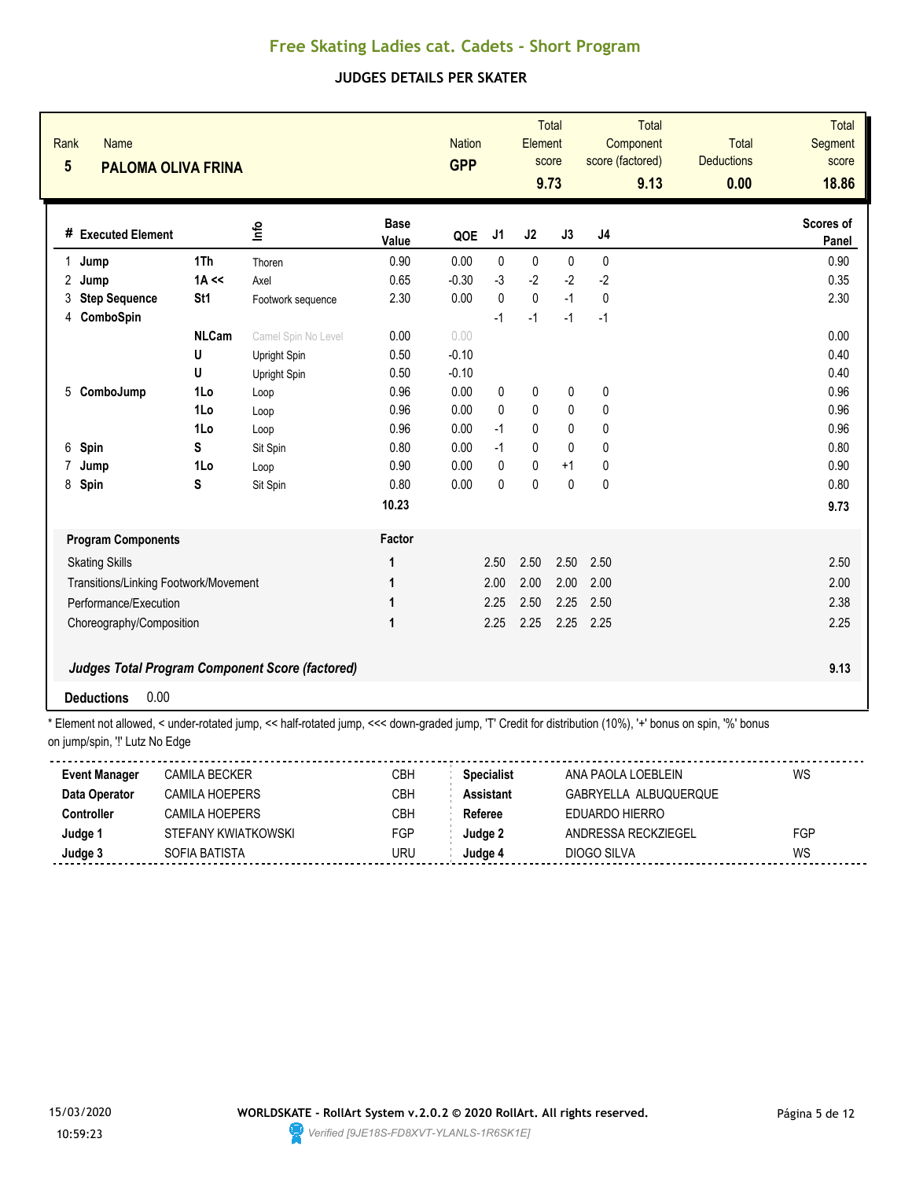## Free Skating Ladies cat. Cadets - Short Program

### JUDGES DETAILS PER SKATER

| Rank | Name | Nation | Total Element score | Total Component score (factored) | Total Deductions | Total Segment score |
|---|---|---|---|---|---|---|
| 5 | **PALOMA OLIVA FRINA** | **GPP** | **9.73** | **9.13** | **0.00** | **18.86** |

| # | Executed Element | | Info | Base Value | QOE | J1 | J2 | J3 | J4 | Scores of Panel |
|---|---|---|---|---|---|---|---|---|---|---|
| 1 | Jump | 1Th | Thoren | 0.90 | 0.00 | 0 | 0 | 0 | 0 | 0.90 |
| 2 | Jump | 1A << | Axel | 0.65 | -0.30 | -3 | -2 | -2 | -2 | 0.35 |
| 3 | Step Sequence | St1 | Footwork sequence | 2.30 | 0.00 | 0 | 0 | -1 | 0 | 2.30 |
| 4 | ComboSpin | | | | | -1 | -1 | -1 | -1 | |
| | | NLCam | Camel Spin No Level | 0.00 | 0.00 | | | | | 0.00 |
| | | U | Upright Spin | 0.50 | -0.10 | | | | | 0.40 |
| | | U | Upright Spin | 0.50 | -0.10 | | | | | 0.40 |
| 5 | ComboJump | 1Lo | Loop | 0.96 | 0.00 | 0 | 0 | 0 | 0 | 0.96 |
| | | 1Lo | Loop | 0.96 | 0.00 | 0 | 0 | 0 | 0 | 0.96 |
| | | 1Lo | Loop | 0.96 | 0.00 | -1 | 0 | 0 | 0 | 0.96 |
| 6 | Spin | S | Sit Spin | 0.80 | 0.00 | -1 | 0 | 0 | 0 | 0.80 |
| 7 | Jump | 1Lo | Loop | 0.90 | 0.00 | 0 | 0 | +1 | 0 | 0.90 |
| 8 | Spin | S | Sit Spin | 0.80 | 0.00 | 0 | 0 | 0 | 0 | 0.80 |
| | | | | **10.23** | | | | | | **9.73** |

| Program Components | Factor | J1 | J2 | J3 | J4 | |
|---|---|---|---|---|---|---|
| Skating Skills | 1 | 2.50 | 2.50 | 2.50 | 2.50 | 2.50 |
| Transitions/Linking Footwork/Movement | 1 | 2.00 | 2.00 | 2.00 | 2.00 | 2.00 |
| Performance/Execution | 1 | 2.25 | 2.50 | 2.25 | 2.50 | 2.38 |
| Choreography/Composition | 1 | 2.25 | 2.25 | 2.25 | 2.25 | 2.25 |
| ***Judges Total Program Component Score (factored)*** | | | | | | **9.13** |

**Deductions** 0.00

\* Element not allowed, < under-rotated jump, << half-rotated jump, <<< down-graded jump, 'T' Credit for distribution (10%), '+' bonus on spin, '%' bonus on jump/spin, '!' Lutz No Edge

| | | | | | |
|---|---|---|---|---|---|
| **Event Manager** | CAMILA BECKER | CBH | **Specialist** | ANA PAOLA LOEBLEIN | WS |
| **Data Operator** | CAMILA HOEPERS | CBH | **Assistant** | GABRYELLA ALBUQUERQUE | |
| **Controller** | CAMILA HOEPERS | CBH | **Referee** | EDUARDO HIERRO | |
| **Judge 1** | STEFANY KWIATKOWSKI | FGP | **Judge 2** | ANDRESSA RECKZIEGEL | FGP |
| **Judge 3** | SOFIA BATISTA | URU | **Judge 4** | DIOGO SILVA | WS |

15/03/2020 10:59:23

**WORLDSKATE - RollArt System v.2.0.2 © 2020 RollArt. All rights reserved.**

*Verified [9JE18S-FD8XVT-YLANLS-1R6SK1E]*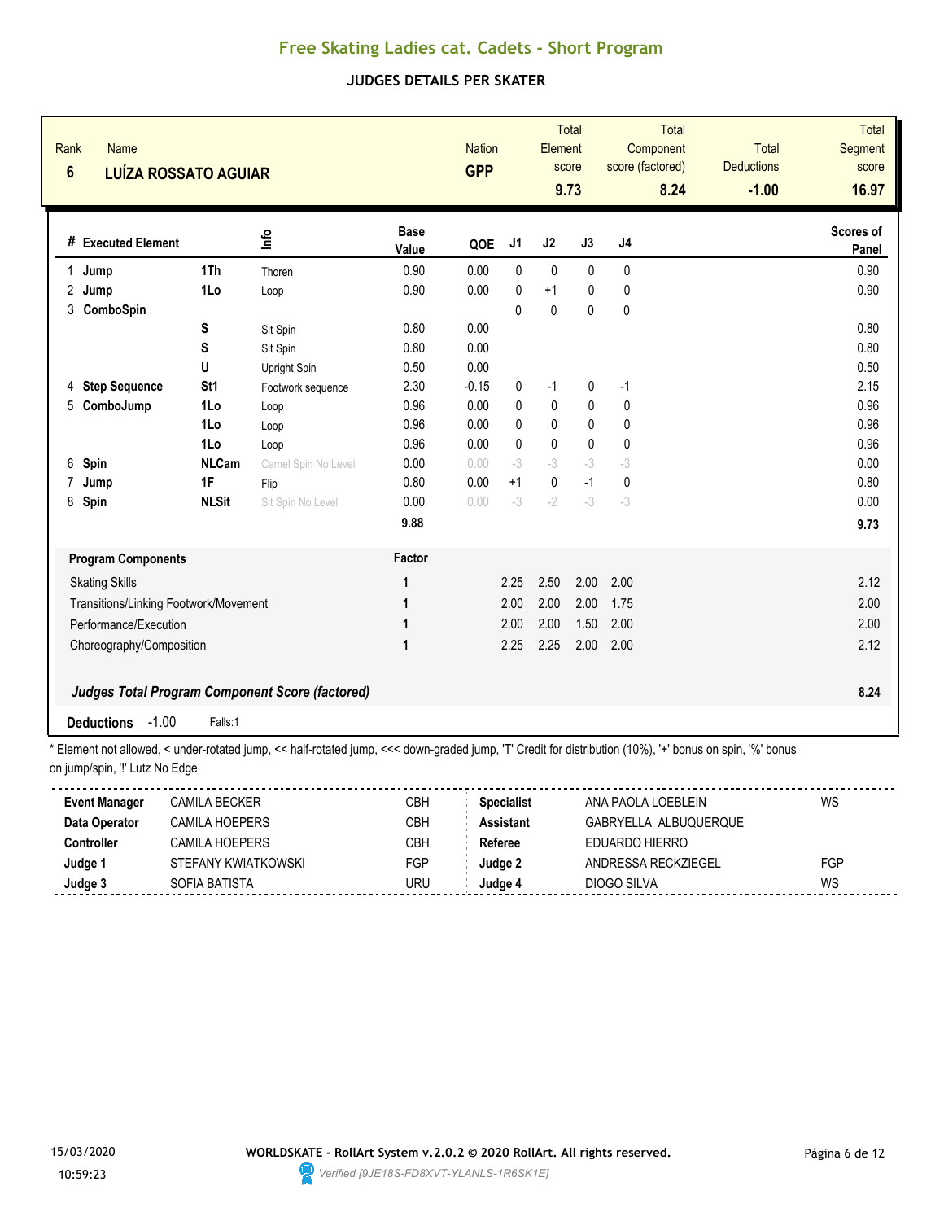# Free Skating Ladies cat. Cadets - Short Program

## JUDGES DETAILS PER SKATER

| Rank | Name | Nation | Total Element score | Total Component score (factored) | Total Deductions | Total Segment score |
|---|---|---|---|---|---|---|
| 6 | LUÍZA ROSSATO AGUIAR | GPP | 9.73 | 8.24 | -1.00 | 16.97 |

| # | Executed Element | | Info | Base Value | QOE | J1 | J2 | J3 | J4 | Scores of Panel |
|---|---|---|---|---|---|---|---|---|---|---|
| 1 | Jump | 1Th | Thoren | 0.90 | 0.00 | 0 | 0 | 0 | 0 | 0.90 |
| 2 | Jump | 1Lo | Loop | 0.90 | 0.00 | 0 | +1 | 0 | 0 | 0.90 |
| 3 | ComboSpin | | | | | 0 | 0 | 0 | 0 | |
| | | S | Sit Spin | 0.80 | 0.00 | | | | | 0.80 |
| | | S | Sit Spin | 0.80 | 0.00 | | | | | 0.80 |
| | | U | Upright Spin | 0.50 | 0.00 | | | | | 0.50 |
| 4 | Step Sequence | St1 | Footwork sequence | 2.30 | -0.15 | 0 | -1 | 0 | -1 | 2.15 |
| 5 | ComboJump | 1Lo | Loop | 0.96 | 0.00 | 0 | 0 | 0 | 0 | 0.96 |
| | | 1Lo | Loop | 0.96 | 0.00 | 0 | 0 | 0 | 0 | 0.96 |
| | | 1Lo | Loop | 0.96 | 0.00 | 0 | 0 | 0 | 0 | 0.96 |
| 6 | Spin | NLCam | Camel Spin No Level | 0.00 | 0.00 | -3 | -3 | -3 | -3 | 0.00 |
| 7 | Jump | 1F | Flip | 0.80 | 0.00 | +1 | 0 | -1 | 0 | 0.80 |
| 8 | Spin | NLSit | Sit Spin No Level | 0.00 | 0.00 | -3 | -2 | -3 | -3 | 0.00 |
| | | | | 9.88 | | | | | | 9.73 |

| Program Components | Factor | J1 | J2 | J3 | J4 | |
|---|---|---|---|---|---|---|
| Skating Skills | 1 | 2.25 | 2.50 | 2.00 | 2.00 | 2.12 |
| Transitions/Linking Footwork/Movement | 1 | 2.00 | 2.00 | 2.00 | 1.75 | 2.00 |
| Performance/Execution | 1 | 2.00 | 2.00 | 1.50 | 2.00 | 2.00 |
| Choreography/Composition | 1 | 2.25 | 2.25 | 2.00 | 2.00 | 2.12 |
| ***Judges Total Program Component Score (factored)*** | | | | | | **8.24** |

**Deductions** -1.00 Falls:1

\* Element not allowed, < under-rotated jump, << half-rotated jump, <<< down-graded jump, 'T' Credit for distribution (10%), '+' bonus on spin, '%' bonus on jump/spin, '!' Lutz No Edge

| | | | | | |
|---|---|---|---|---|---|
| **Event Manager** | CAMILA BECKER | CBH | **Specialist** | ANA PAOLA LOEBLEIN | WS |
| **Data Operator** | CAMILA HOEPERS | CBH | **Assistant** | GABRYELLA ALBUQUERQUE | |
| **Controller** | CAMILA HOEPERS | CBH | **Referee** | EDUARDO HIERRO | |
| **Judge 1** | STEFANY KWIATKOWSKI | FGP | **Judge 2** | ANDRESSA RECKZIEGEL | FGP |
| **Judge 3** | SOFIA BATISTA | URU | **Judge 4** | DIOGO SILVA | WS |

15/03/2020 10:59:23

**WORLDSKATE - RollArt System v.2.0.2 © 2020 RollArt. All rights reserved.**

*Verified [9JE18S-FD8XVT-YLANLS-1R6SK1E]*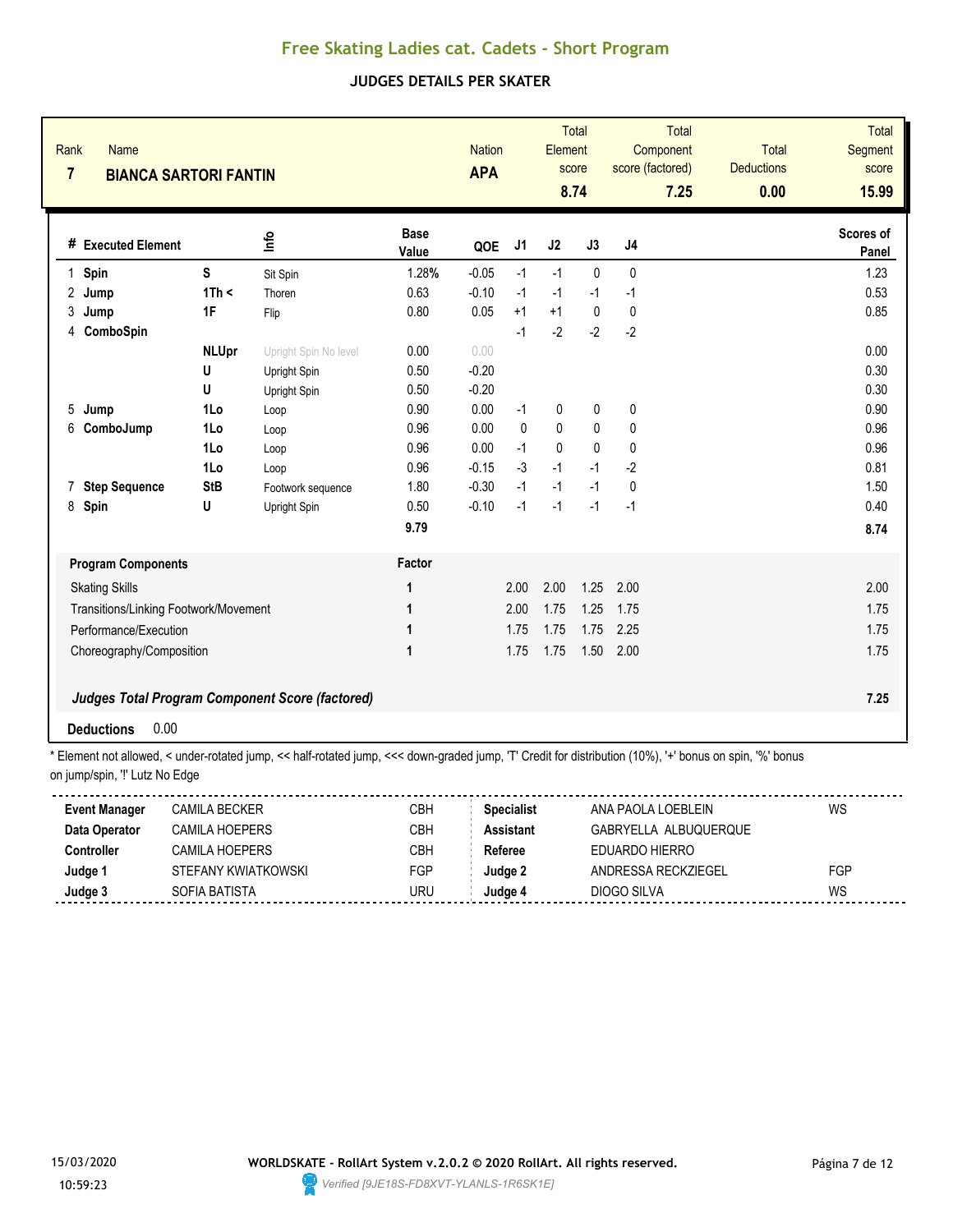# Free Skating Ladies cat. Cadets - Short Program

## JUDGES DETAILS PER SKATER

| Rank | Name | Nation | Total Element score | Total Component score (factored) | Total Deductions | Total Segment score |
|---|---|---|---|---|---|---|
| 7 | BIANCA SARTORI FANTIN | APA | 8.74 | 7.25 | 0.00 | 15.99 |

| # | Executed Element | | Info | Base Value | QOE | J1 | J2 | J3 | J4 | Scores of Panel |
|---|---|---|---|---|---|---|---|---|---|---|
| 1 | Spin | S | Sit Spin | 1.28% | -0.05 | -1 | -1 | 0 | 0 | 1.23 |
| 2 | Jump | 1Th < | Thoren | 0.63 | -0.10 | -1 | -1 | -1 | -1 | 0.53 |
| 3 | Jump | 1F | Flip | 0.80 | 0.05 | +1 | +1 | 0 | 0 | 0.85 |
| 4 | ComboSpin | | | | | -1 | -2 | -2 | -2 | |
| | | NLUpr | Upright Spin No level | 0.00 | 0.00 | | | | | 0.00 |
| | | U | Upright Spin | 0.50 | -0.20 | | | | | 0.30 |
| | | U | Upright Spin | 0.50 | -0.20 | | | | | 0.30 |
| 5 | Jump | 1Lo | Loop | 0.90 | 0.00 | -1 | 0 | 0 | 0 | 0.90 |
| 6 | ComboJump | 1Lo | Loop | 0.96 | 0.00 | 0 | 0 | 0 | 0 | 0.96 |
| | | 1Lo | Loop | 0.96 | 0.00 | -1 | 0 | 0 | 0 | 0.96 |
| | | 1Lo | Loop | 0.96 | -0.15 | -3 | -1 | -1 | -2 | 0.81 |
| 7 | Step Sequence | StB | Footwork sequence | 1.80 | -0.30 | -1 | -1 | -1 | 0 | 1.50 |
| 8 | Spin | U | Upright Spin | 0.50 | -0.10 | -1 | -1 | -1 | -1 | 0.40 |
| | | | | 9.79 | | | | | | 8.74 |

| Program Components | Factor | J1 | J2 | J3 | J4 | |
|---|---|---|---|---|---|---|
| Skating Skills | 1 | 2.00 | 2.00 | 1.25 | 2.00 | 2.00 |
| Transitions/Linking Footwork/Movement | 1 | 2.00 | 1.75 | 1.25 | 1.75 | 1.75 |
| Performance/Execution | 1 | 1.75 | 1.75 | 1.75 | 2.25 | 1.75 |
| Choreography/Composition | 1 | 1.75 | 1.75 | 1.50 | 2.00 | 1.75 |

***Judges Total Program Component Score (factored)*** 7.25

**Deductions** 0.00

* Element not allowed, < under-rotated jump, << half-rotated jump, <<< down-graded jump, 'T' Credit for distribution (10%), '+' bonus on spin, '%' bonus on jump/spin, '!' Lutz No Edge

| | | | | | |
|---|---|---|---|---|---|
| **Event Manager** | CAMILA BECKER | CBH | **Specialist** | ANA PAOLA LOEBLEIN | WS |
| **Data Operator** | CAMILA HOEPERS | CBH | **Assistant** | GABRYELLA ALBUQUERQUE | |
| **Controller** | CAMILA HOEPERS | CBH | **Referee** | EDUARDO HIERRO | |
| **Judge 1** | STEFANY KWIATKOWSKI | FGP | **Judge 2** | ANDRESSA RECKZIEGEL | FGP |
| **Judge 3** | SOFIA BATISTA | URU | **Judge 4** | DIOGO SILVA | WS |

15/03/2020 10:59:23

WORLDSKATE - RollArt System v.2.0.2 © 2020 RollArt. All rights reserved.

Verified [9JE18S-FD8XVT-YLANLS-1R6SK1E]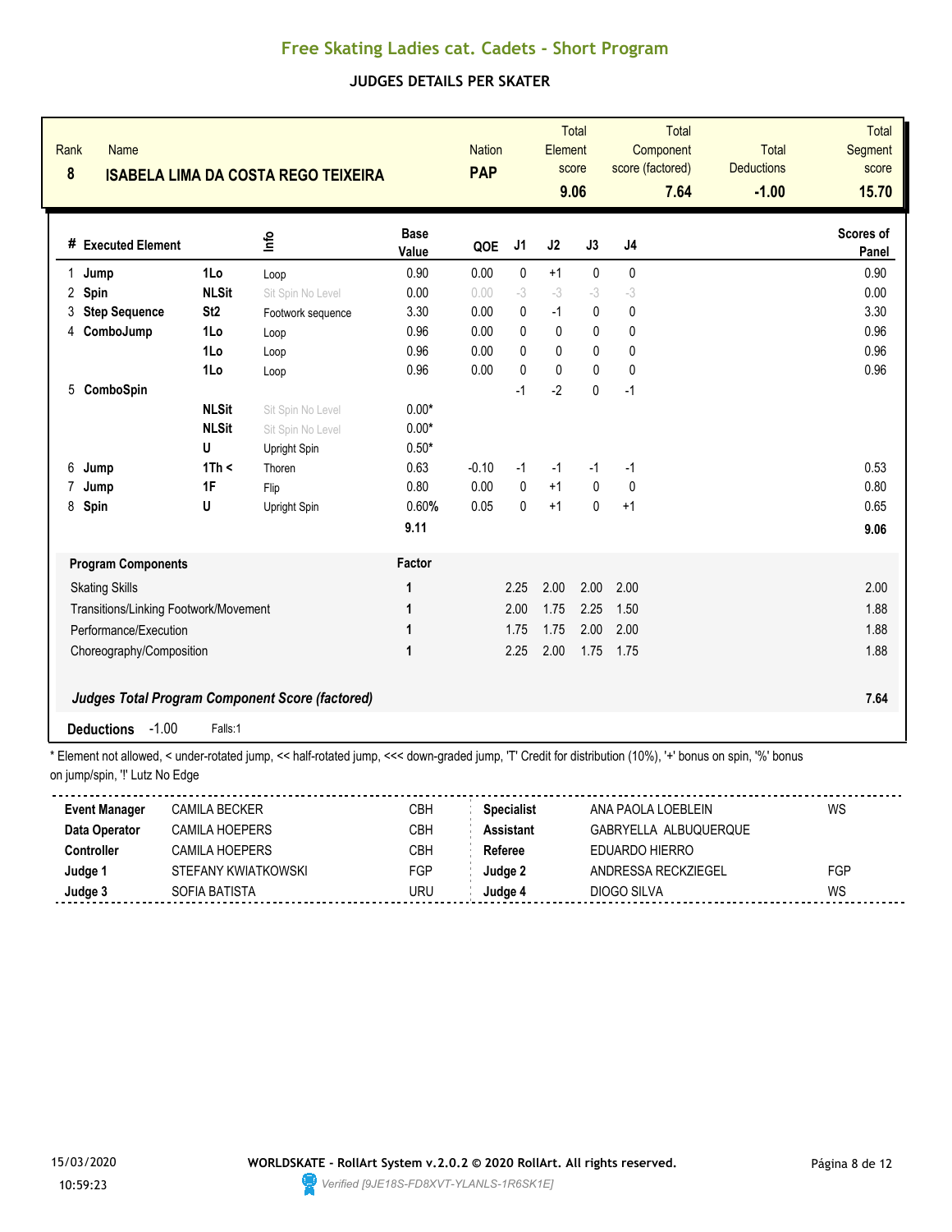# Free Skating Ladies cat. Cadets - Short Program

## JUDGES DETAILS PER SKATER

| Rank | Name | Nation | Total Element score | Total Component score (factored) | Total Deductions | Total Segment score |
|---|---|---|---|---|---|---|
| 8 | ISABELA LIMA DA COSTA REGO TEIXEIRA | PAP | 9.06 | 7.64 | -1.00 | 15.70 |

| # | Executed Element | | Info | Base Value | QOE | J1 | J2 | J3 | J4 | Scores of Panel |
|---|---|---|---|---|---|---|---|---|---|---|
| 1 | Jump | 1Lo | Loop | 0.90 | 0.00 | 0 | +1 | 0 | 0 | 0.90 |
| 2 | Spin | NLSit | Sit Spin No Level | 0.00 | 0.00 | -3 | -3 | -3 | -3 | 0.00 |
| 3 | Step Sequence | St2 | Footwork sequence | 3.30 | 0.00 | 0 | -1 | 0 | 0 | 3.30 |
| 4 | ComboJump | 1Lo | Loop | 0.96 | 0.00 | 0 | 0 | 0 | 0 | 0.96 |
| | | 1Lo | Loop | 0.96 | 0.00 | 0 | 0 | 0 | 0 | 0.96 |
| | | 1Lo | Loop | 0.96 | 0.00 | 0 | 0 | 0 | 0 | 0.96 |
| 5 | ComboSpin | | | | | -1 | -2 | 0 | -1 | |
| | | NLSit | Sit Spin No Level | 0.00* | | | | | | |
| | | NLSit | Sit Spin No Level | 0.00* | | | | | | |
| | | U | Upright Spin | 0.50* | | | | | | |
| 6 | Jump | 1Th < | Thoren | 0.63 | -0.10 | -1 | -1 | -1 | -1 | 0.53 |
| 7 | Jump | 1F | Flip | 0.80 | 0.00 | 0 | +1 | 0 | 0 | 0.80 |
| 8 | Spin | U | Upright Spin | 0.60% | 0.05 | 0 | +1 | 0 | +1 | 0.65 |
| | | | | 9.11 | | | | | | 9.06 |

| Program Components | Factor | J1 | J2 | J3 | J4 | |
|---|---|---|---|---|---|---|
| Skating Skills | 1 | 2.25 | 2.00 | 2.00 | 2.00 | 2.00 |
| Transitions/Linking Footwork/Movement | 1 | 2.00 | 1.75 | 2.25 | 1.50 | 1.88 |
| Performance/Execution | 1 | 1.75 | 1.75 | 2.00 | 2.00 | 1.88 |
| Choreography/Composition | 1 | 2.25 | 2.00 | 1.75 | 1.75 | 1.88 |

***Judges Total Program Component Score (factored)*** **7.64**

**Deductions** -1.00 Falls:1

\* Element not allowed, < under-rotated jump, << half-rotated jump, <<< down-graded jump, 'T' Credit for distribution (10%), '+' bonus on spin, '%' bonus on jump/spin, '!' Lutz No Edge

| | | | | | |
|---|---|---|---|---|---|
| **Event Manager** | CAMILA BECKER | CBH | **Specialist** | ANA PAOLA LOEBLEIN | WS |
| **Data Operator** | CAMILA HOEPERS | CBH | **Assistant** | GABRYELLA ALBUQUERQUE | |
| **Controller** | CAMILA HOEPERS | CBH | **Referee** | EDUARDO HIERRO | |
| **Judge 1** | STEFANY KWIATKOWSKI | FGP | **Judge 2** | ANDRESSA RECKZIEGEL | FGP |
| **Judge 3** | SOFIA BATISTA | URU | **Judge 4** | DIOGO SILVA | WS |

15/03/2020 10:59:23

WORLDSKATE - RollArt System v.2.0.2 © 2020 RollArt. All rights reserved.

Verified [9JE18S-FD8XVT-YLANLS-1R6SK1E]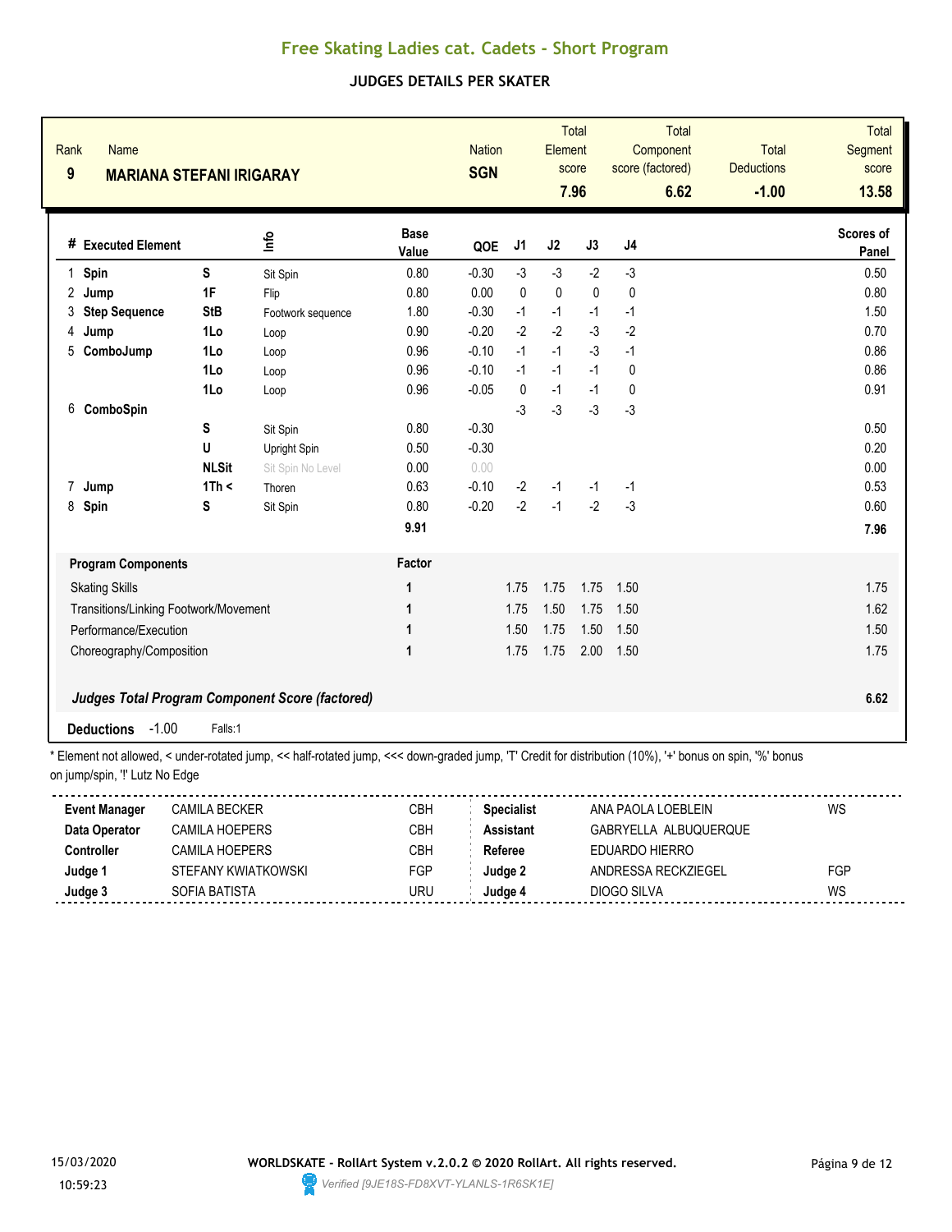# Free Skating Ladies cat. Cadets - Short Program

## JUDGES DETAILS PER SKATER

| Rank | Name | Nation | Total Element score | Total Component score (factored) | Total Deductions | Total Segment score |
|---|---|---|---|---|---|---|
| 9 | **MARIANA STEFANI IRIGARAY** | **SGN** | **7.96** | **6.62** | **-1.00** | **13.58** |

| # | Executed Element | | Info | Base Value | QOE | J1 | J2 | J3 | J4 | Scores of Panel |
|---|---|---|---|---|---|---|---|---|---|---|
| 1 | **Spin** | **S** | Sit Spin | 0.80 | -0.30 | -3 | -3 | -2 | -3 | 0.50 |
| 2 | **Jump** | **1F** | Flip | 0.80 | 0.00 | 0 | 0 | 0 | 0 | 0.80 |
| 3 | **Step Sequence** | **StB** | Footwork sequence | 1.80 | -0.30 | -1 | -1 | -1 | -1 | 1.50 |
| 4 | **Jump** | **1Lo** | Loop | 0.90 | -0.20 | -2 | -2 | -3 | -2 | 0.70 |
| 5 | **ComboJump** | **1Lo** | Loop | 0.96 | -0.10 | -1 | -1 | -3 | -1 | 0.86 |
| | | **1Lo** | Loop | 0.96 | -0.10 | -1 | -1 | -1 | 0 | 0.86 |
| | | **1Lo** | Loop | 0.96 | -0.05 | 0 | -1 | -1 | 0 | 0.91 |
| 6 | **ComboSpin** | | | | | -3 | -3 | -3 | -3 | |
| | | **S** | Sit Spin | 0.80 | -0.30 | | | | | 0.50 |
| | | **U** | Upright Spin | 0.50 | -0.30 | | | | | 0.20 |
| | | **NLSit** | Sit Spin No Level | 0.00 | 0.00 | | | | | 0.00 |
| 7 | **Jump** | **1Th <** | Thoren | 0.63 | -0.10 | -2 | -1 | -1 | -1 | 0.53 |
| 8 | **Spin** | **S** | Sit Spin | 0.80 | -0.20 | -2 | -1 | -2 | -3 | 0.60 |
| | | | | **9.91** | | | | | | **7.96** |

| Program Components | Factor | J1 | J2 | J3 | J4 | |
|---|---|---|---|---|---|---|
| Skating Skills | 1 | 1.75 | 1.75 | 1.75 | 1.50 | 1.75 |
| Transitions/Linking Footwork/Movement | 1 | 1.75 | 1.50 | 1.75 | 1.50 | 1.62 |
| Performance/Execution | 1 | 1.50 | 1.75 | 1.50 | 1.50 | 1.50 |
| Choreography/Composition | 1 | 1.75 | 1.75 | 2.00 | 1.50 | 1.75 |
| ***Judges Total Program Component Score (factored)*** | | | | | | **6.62** |

**Deductions** -1.00 Falls:1

* Element not allowed, < under-rotated jump, << half-rotated jump, <<< down-graded jump, 'T' Credit for distribution (10%), '+' bonus on spin, '%' bonus on jump/spin, '!' Lutz No Edge

| | | | | | |
|---|---|---|---|---|---|
| **Event Manager** | CAMILA BECKER | CBH | **Specialist** | ANA PAOLA LOEBLEIN | WS |
| **Data Operator** | CAMILA HOEPERS | CBH | **Assistant** | GABRYELLA ALBUQUERQUE | |
| **Controller** | CAMILA HOEPERS | CBH | **Referee** | EDUARDO HIERRO | |
| **Judge 1** | STEFANY KWIATKOWSKI | FGP | **Judge 2** | ANDRESSA RECKZIEGEL | FGP |
| **Judge 3** | SOFIA BATISTA | URU | **Judge 4** | DIOGO SILVA | WS |

15/03/2020 10:59:23

**WORLDSKATE - RollArt System v.2.0.2 © 2020 RollArt. All rights reserved.**

*Verified [9JE18S-FD8XVT-YLANLS-1R6SK1E]*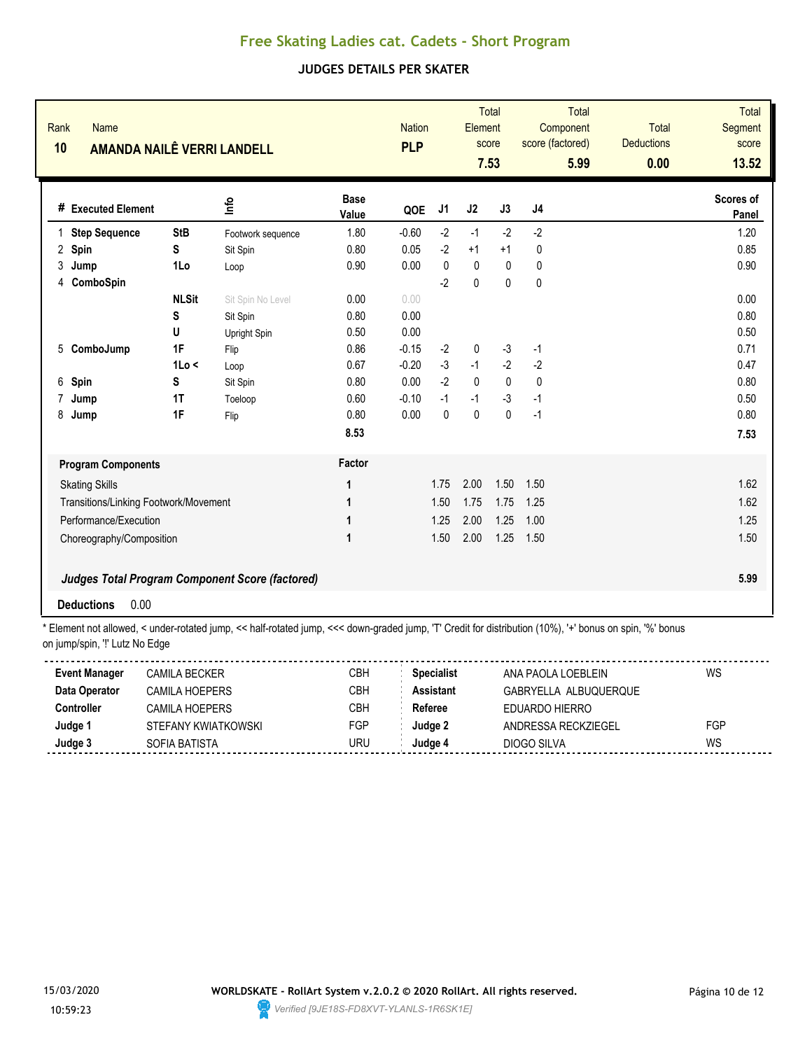# Free Skating Ladies cat. Cadets - Short Program

## JUDGES DETAILS PER SKATER

| Rank | Name | Nation | Total Element score | Total Component score (factored) | Total Deductions | Total Segment score |
|---|---|---|---|---|---|---|
| 10 | AMANDA NAILÊ VERRI LANDELL | PLP | 7.53 | 5.99 | 0.00 | 13.52 |

| # | Executed Element | | Info | Base Value | QOE | J1 | J2 | J3 | J4 | Scores of Panel |
|---|---|---|---|---|---|---|---|---|---|---|
| 1 | Step Sequence | StB | Footwork sequence | 1.80 | -0.60 | -2 | -1 | -2 | -2 | 1.20 |
| 2 | Spin | S | Sit Spin | 0.80 | 0.05 | -2 | +1 | +1 | 0 | 0.85 |
| 3 | Jump | 1Lo | Loop | 0.90 | 0.00 | 0 | 0 | 0 | 0 | 0.90 |
| 4 | ComboSpin | | | | | -2 | 0 | 0 | 0 | |
| | | NLSit | Sit Spin No Level | 0.00 | 0.00 | | | | | 0.00 |
| | | S | Sit Spin | 0.80 | 0.00 | | | | | 0.80 |
| | | U | Upright Spin | 0.50 | 0.00 | | | | | 0.50 |
| 5 | ComboJump | 1F | Flip | 0.86 | -0.15 | -2 | 0 | -3 | -1 | 0.71 |
| | | 1Lo < | Loop | 0.67 | -0.20 | -3 | -1 | -2 | -2 | 0.47 |
| 6 | Spin | S | Sit Spin | 0.80 | 0.00 | -2 | 0 | 0 | 0 | 0.80 |
| 7 | Jump | 1T | Toeloop | 0.60 | -0.10 | -1 | -1 | -3 | -1 | 0.50 |
| 8 | Jump | 1F | Flip | 0.80 | 0.00 | 0 | 0 | 0 | -1 | 0.80 |
| | | | | 8.53 | | | | | | 7.53 |

| Program Components | Factor | J1 | J2 | J3 | J4 | Scores of Panel |
|---|---|---|---|---|---|---|
| Skating Skills | 1 | 1.75 | 2.00 | 1.50 | 1.50 | 1.62 |
| Transitions/Linking Footwork/Movement | 1 | 1.50 | 1.75 | 1.75 | 1.25 | 1.62 |
| Performance/Execution | 1 | 1.25 | 2.00 | 1.25 | 1.00 | 1.25 |
| Choreography/Composition | 1 | 1.50 | 2.00 | 1.25 | 1.50 | 1.50 |
| ***Judges Total Program Component Score (factored)*** | | | | | | **5.99** |

**Deductions** 0.00

* Element not allowed, < under-rotated jump, << half-rotated jump, <<< down-graded jump, 'T' Credit for distribution (10%), '+' bonus on spin, '%' bonus on jump/spin, '!' Lutz No Edge

| | | | | | |
|---|---|---|---|---|---|
| **Event Manager** | CAMILA BECKER | CBH | **Specialist** | ANA PAOLA LOEBLEIN | WS |
| **Data Operator** | CAMILA HOEPERS | CBH | **Assistant** | GABRYELLA ALBUQUERQUE | |
| **Controller** | CAMILA HOEPERS | CBH | **Referee** | EDUARDO HIERRO | |
| **Judge 1** | STEFANY KWIATKOWSKI | FGP | **Judge 2** | ANDRESSA RECKZIEGEL | FGP |
| **Judge 3** | SOFIA BATISTA | URU | **Judge 4** | DIOGO SILVA | WS |

15/03/2020 10:59:23

WORLDSKATE - RollArt System v.2.0.2 © 2020 RollArt. All rights reserved.

Verified [9JE18S-FD8XVT-YLANLS-1R6SK1E]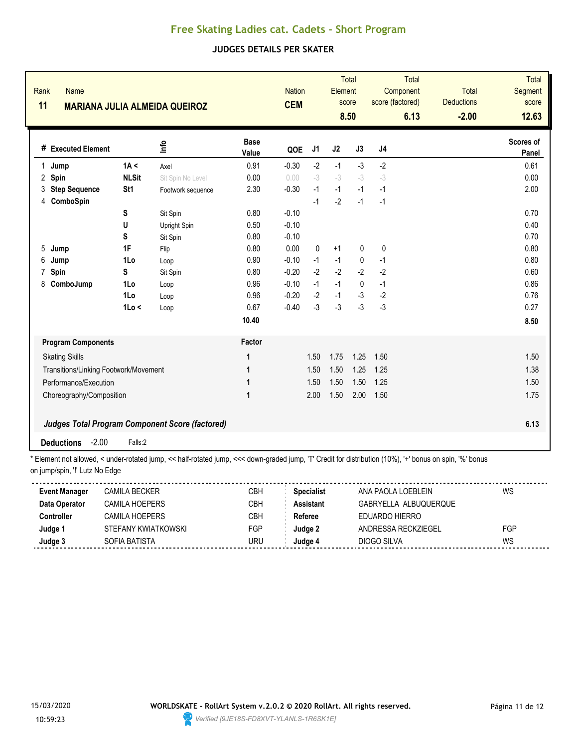# Free Skating Ladies cat. Cadets - Short Program

## JUDGES DETAILS PER SKATER

| Rank | Name | Nation | Total Element score | Total Component score (factored) | Total Deductions | Total Segment score |
|---|---|---|---|---|---|---|
| 11 | MARIANA JULIA ALMEIDA QUEIROZ | CEM | 8.50 | 6.13 | -2.00 | 12.63 |

| # | Executed Element | | Info | Base Value | QOE | J1 | J2 | J3 | J4 | Scores of Panel |
|---|---|---|---|---|---|---|---|---|---|---|
| 1 | Jump | 1A < | Axel | 0.91 | -0.30 | -2 | -1 | -3 | -2 | 0.61 |
| 2 | Spin | NLSit | Sit Spin No Level | 0.00 | 0.00 | -3 | -3 | -3 | -3 | 0.00 |
| 3 | Step Sequence | St1 | Footwork sequence | 2.30 | -0.30 | -1 | -1 | -1 | -1 | 2.00 |
| 4 | ComboSpin | | | | | -1 | -2 | -1 | -1 | |
| | | S | Sit Spin | 0.80 | -0.10 | | | | | 0.70 |
| | | U | Upright Spin | 0.50 | -0.10 | | | | | 0.40 |
| | | S | Sit Spin | 0.80 | -0.10 | | | | | 0.70 |
| 5 | Jump | 1F | Flip | 0.80 | 0.00 | 0 | +1 | 0 | 0 | 0.80 |
| 6 | Jump | 1Lo | Loop | 0.90 | -0.10 | -1 | -1 | 0 | -1 | 0.80 |
| 7 | Spin | S | Sit Spin | 0.80 | -0.20 | -2 | -2 | -2 | -2 | 0.60 |
| 8 | ComboJump | 1Lo | Loop | 0.96 | -0.10 | -1 | -1 | 0 | -1 | 0.86 |
| | | 1Lo | Loop | 0.96 | -0.20 | -2 | -1 | -3 | -2 | 0.76 |
| | | 1Lo < | Loop | 0.67 | -0.40 | -3 | -3 | -3 | -3 | 0.27 |
| | | | | 10.40 | | | | | | 8.50 |

| Program Components | Factor | J1 | J2 | J3 | J4 | |
|---|---|---|---|---|---|---|
| Skating Skills | 1 | 1.50 | 1.75 | 1.25 | 1.50 | 1.50 |
| Transitions/Linking Footwork/Movement | 1 | 1.50 | 1.50 | 1.25 | 1.25 | 1.38 |
| Performance/Execution | 1 | 1.50 | 1.50 | 1.50 | 1.25 | 1.50 |
| Choreography/Composition | 1 | 2.00 | 1.50 | 2.00 | 1.50 | 1.75 |
| *Judges Total Program Component Score (factored)* | | | | | | 6.13 |

**Deductions** -2.00 Falls:2

* Element not allowed, < under-rotated jump, << half-rotated jump, <<< down-graded jump, 'T' Credit for distribution (10%), '+' bonus on spin, '%' bonus on jump/spin, '!' Lutz No Edge

| | | | | | |
|---|---|---|---|---|---|
| **Event Manager** | CAMILA BECKER | CBH | **Specialist** | ANA PAOLA LOEBLEIN | WS |
| **Data Operator** | CAMILA HOEPERS | CBH | **Assistant** | GABRYELLA ALBUQUERQUE | |
| **Controller** | CAMILA HOEPERS | CBH | **Referee** | EDUARDO HIERRO | |
| **Judge 1** | STEFANY KWIATKOWSKI | FGP | **Judge 2** | ANDRESSA RECKZIEGEL | FGP |
| **Judge 3** | SOFIA BATISTA | URU | **Judge 4** | DIOGO SILVA | WS |

15/03/2020 10:59:23

WORLDSKATE - RollArt System v.2.0.2 © 2020 RollArt. All rights reserved.

Verified [9JE18S-FD8XVT-YLANLS-1R6SK1E]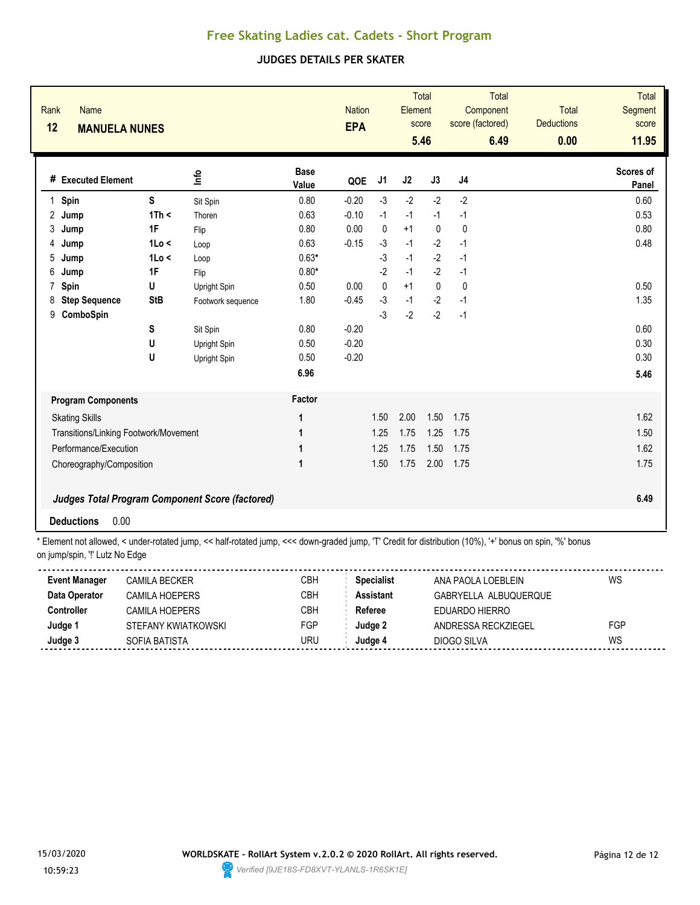# Free Skating Ladies cat. Cadets - Short Program

## JUDGES DETAILS PER SKATER

| Rank | Name | Nation | Total Element score | Total Component score (factored) | Total Deductions | Total Segment score |
|---|---|---|---|---|---|---|
| 12 | **MANUELA NUNES** | **EPA** | **5.46** | **6.49** | **0.00** | **11.95** |

| # | Executed Element | | Info | Base Value | QOE | J1 | J2 | J3 | J4 | Scores of Panel |
|---|---|---|---|---|---|---|---|---|---|---|
| 1 | **Spin** | **S** | Sit Spin | 0.80 | -0.20 | -3 | -2 | -2 | -2 | 0.60 |
| 2 | **Jump** | **1Th <** | Thoren | 0.63 | -0.10 | -1 | -1 | -1 | -1 | 0.53 |
| 3 | **Jump** | **1F** | Flip | 0.80 | 0.00 | 0 | +1 | 0 | 0 | 0.80 |
| 4 | **Jump** | **1Lo <** | Loop | 0.63 | -0.15 | -3 | -1 | -2 | -1 | 0.48 |
| 5 | **Jump** | **1Lo <** | Loop | 0.63* | | -3 | -1 | -2 | -1 | |
| 6 | **Jump** | **1F** | Flip | 0.80* | | -2 | -1 | -2 | -1 | |
| 7 | **Spin** | **U** | Upright Spin | 0.50 | 0.00 | 0 | +1 | 0 | 0 | 0.50 |
| 8 | **Step Sequence** | **StB** | Footwork sequence | 1.80 | -0.45 | -3 | -1 | -2 | -1 | 1.35 |
| 9 | **ComboSpin** | | | | | -3 | -2 | -2 | -1 | |
| | | **S** | Sit Spin | 0.80 | -0.20 | | | | | 0.60 |
| | | **U** | Upright Spin | 0.50 | -0.20 | | | | | 0.30 |
| | | **U** | Upright Spin | 0.50 | -0.20 | | | | | 0.30 |
| | | | | **6.96** | | | | | | **5.46** |

| Program Components | Factor | J1 | J2 | J3 | J4 | |
|---|---|---|---|---|---|---|
| Skating Skills | 1 | 1.50 | 2.00 | 1.50 | 1.75 | 1.62 |
| Transitions/Linking Footwork/Movement | 1 | 1.25 | 1.75 | 1.25 | 1.75 | 1.50 |
| Performance/Execution | 1 | 1.25 | 1.75 | 1.50 | 1.75 | 1.62 |
| Choreography/Composition | 1 | 1.50 | 1.75 | 2.00 | 1.75 | 1.75 |
| ***Judges Total Program Component Score (factored)*** | | | | | | **6.49** |

**Deductions** 0.00

\* Element not allowed, < under-rotated jump, << half-rotated jump, <<< down-graded jump, 'T' Credit for distribution (10%), '+' bonus on spin, '%' bonus on jump/spin, '!' Lutz No Edge

| | | | | | |
|---|---|---|---|---|---|
| **Event Manager** | CAMILA BECKER | CBH | **Specialist** | ANA PAOLA LOEBLEIN | WS |
| **Data Operator** | CAMILA HOEPERS | CBH | **Assistant** | GABRYELLA ALBUQUERQUE | |
| **Controller** | CAMILA HOEPERS | CBH | **Referee** | EDUARDO HIERRO | |
| **Judge 1** | STEFANY KWIATKOWSKI | FGP | **Judge 2** | ANDRESSA RECKZIEGEL | FGP |
| **Judge 3** | SOFIA BATISTA | URU | **Judge 4** | DIOGO SILVA | WS |

15/03/2020 10:59:23

WORLDSKATE - RollArt System v.2.0.2 © 2020 RollArt. All rights reserved.

Verified [9JE18S-FD8XVT-YLANLS-1R6SK1E]